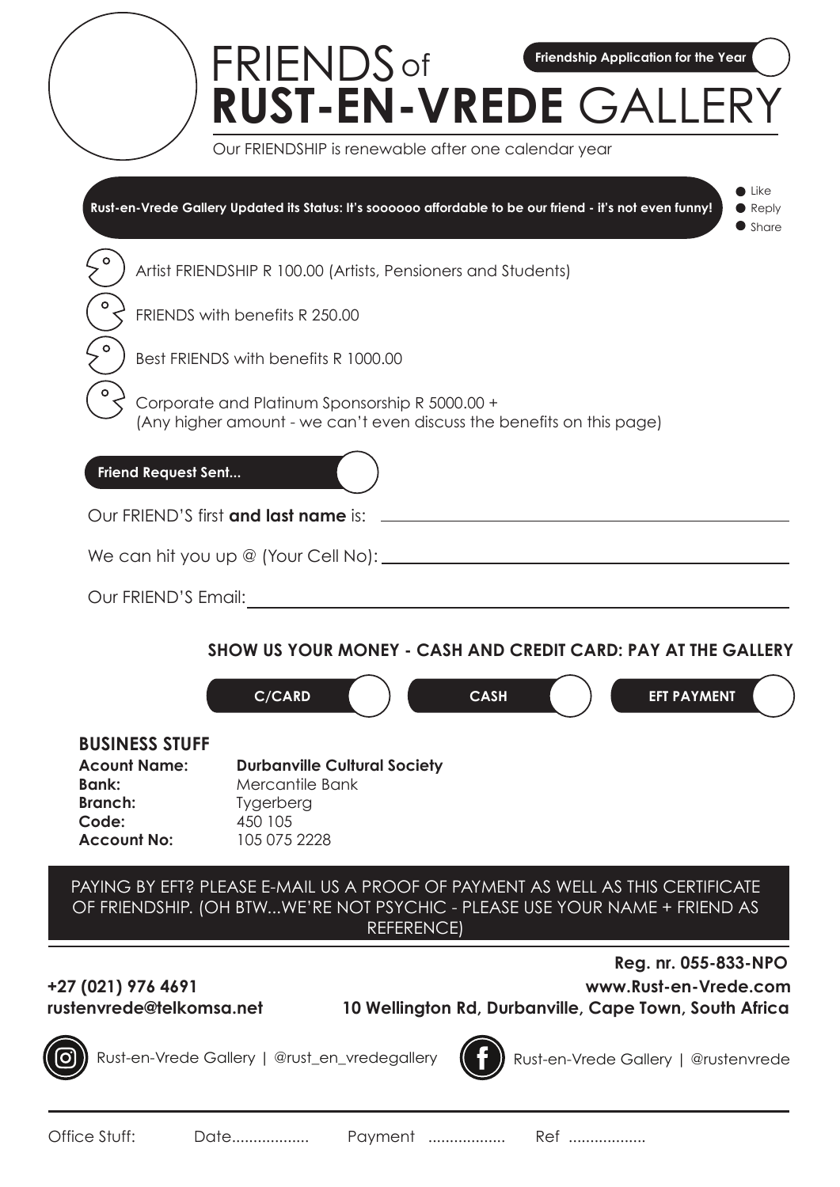# FRIENDS of RUST-EN-VREDE GALLERY

**Friendship Application for the Year**

Our FRIENDSHIP is renewable after one calendar year

**Rust-en-Vrede Gallery Updated its Status: It's soooooo affordable to be our friend - it's not even funny!**

- Like
- Reply
- Share

- Artist FRIENDSHIP R 100.00 (Artists, Pensioners and Students)
- FRIENDS with benefits R 250.00
- Best FRIENDS with benefits R 1000.00
- Corporate and Platinum Sponsorship R 5000.00 +
  (Any higher amount - we can't even discuss the benefits on this page)

**Friend Request Sent...**

Our FRIEND'S first **and last name** is: ______________________________

We can hit you up @ (Your Cell No): ______________________________

Our FRIEND'S Email: ______________________________

**SHOW US YOUR MONEY - CASH AND CREDIT CARD: PAY AT THE GALLERY**

**C/CARD** | **CASH** | **EFT PAYMENT**

## BUSINESS STUFF

| | |
|---|---|
| **Acount Name:** | **Durbanville Cultural Society** |
| **Bank:** | Mercantile Bank |
| **Branch:** | Tygerberg |
| **Code:** | 450 105 |
| **Account No:** | 105 075 2228 |

PAYING BY EFT? PLEASE E-MAIL US A PROOF OF PAYMENT AS WELL AS THIS CERTIFICATE OF FRIENDSHIP. (OH BTW...WE'RE NOT PSYCHIC - PLEASE USE YOUR NAME + FRIEND AS REFERENCE)

**Reg. nr. 055-833-NPO**

**+27 (021) 976 4691**
**rustenvrede@telkomsa.net**

**www.Rust-en-Vrede.com**
**10 Wellington Rd, Durbanville, Cape Town, South Africa**

Rust-en-Vrede Gallery | @rust_en_vredegallery

Rust-en-Vrede Gallery | @rustenvrede

Office Stuff: Date.................. Payment .................. Ref ..................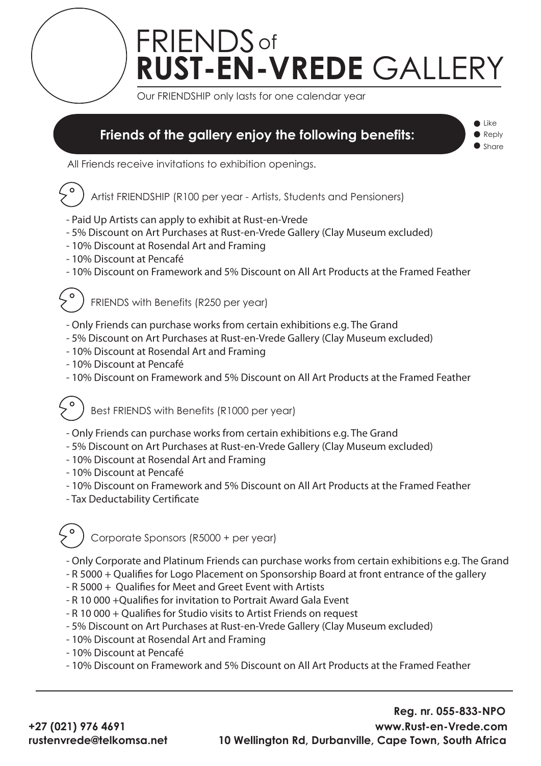# FRIENDS of RUST-EN-VREDE GALLERY

Our FRIENDSHIP only lasts for one calendar year

## Friends of the gallery enjoy the following benefits:

Like
Reply
Share

All Friends receive invitations to exhibition openings.

### Artist FRIENDSHIP (R100 per year - Artists, Students and Pensioners)

- Paid Up Artists can apply to exhibit at Rust-en-Vrede
- 5% Discount on Art Purchases at Rust-en-Vrede Gallery (Clay Museum excluded)
- 10% Discount at Rosendal Art and Framing
- 10% Discount at Pencafé
- 10% Discount on Framework and 5% Discount on All Art Products at the Framed Feather

### FRIENDS with Benefits (R250 per year)

- Only Friends can purchase works from certain exhibitions e.g. The Grand
- 5% Discount on Art Purchases at Rust-en-Vrede Gallery (Clay Museum excluded)
- 10% Discount at Rosendal Art and Framing
- 10% Discount at Pencafé
- 10% Discount on Framework and 5% Discount on All Art Products at the Framed Feather

### Best FRIENDS with Benefits (R1000 per year)

- Only Friends can purchase works from certain exhibitions e.g. The Grand
- 5% Discount on Art Purchases at Rust-en-Vrede Gallery (Clay Museum excluded)
- 10% Discount at Rosendal Art and Framing
- 10% Discount at Pencafé
- 10% Discount on Framework and 5% Discount on All Art Products at the Framed Feather
- Tax Deductability Certificate

### Corporate Sponsors (R5000 + per year)

- Only Corporate and Platinum Friends can purchase works from certain exhibitions e.g. The Grand
- R 5000 + Qualifies for Logo Placement on Sponsorship Board at front entrance of the gallery
- R 5000 + Qualifies for Meet and Greet Event with Artists
- R 10 000 +Qualifies for invitation to Portrait Award Gala Event
- R 10 000 + Qualifies for Studio visits to Artist Friends on request
- 5% Discount on Art Purchases at Rust-en-Vrede Gallery (Clay Museum excluded)
- 10% Discount at Rosendal Art and Framing
- 10% Discount at Pencafé
- 10% Discount on Framework and 5% Discount on All Art Products at the Framed Feather

---

**+27 (021) 976 4691**
**rustenvrede@telkomsa.net**

**Reg. nr. 055-833-NPO**
**www.Rust-en-Vrede.com**
**10 Wellington Rd, Durbanville, Cape Town, South Africa**